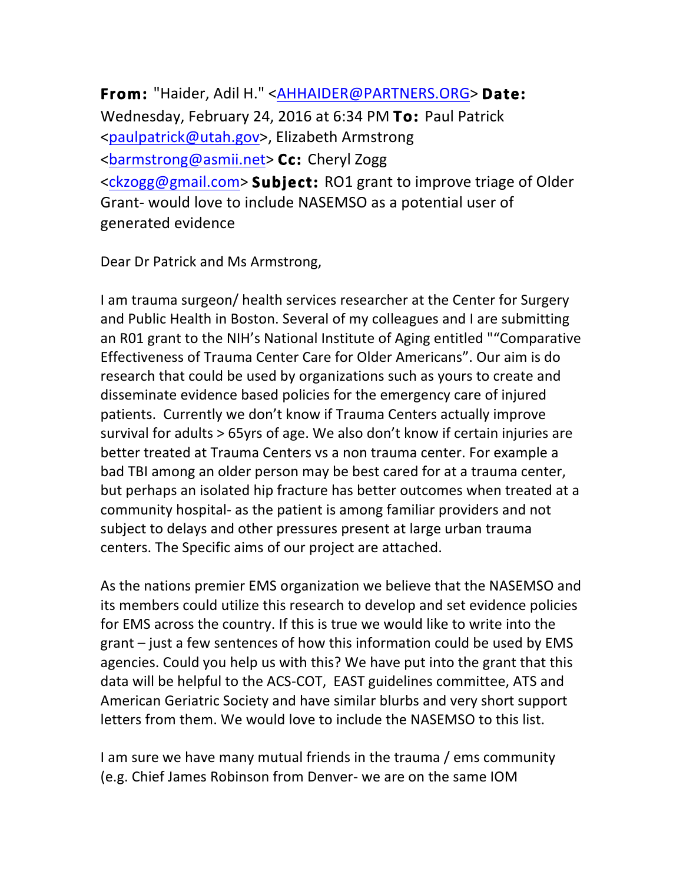**From:** "Haider, Adil H." <AHHAIDER@PARTNERS.ORG> **Date:** Wednesday, February 24, 2016 at 6:34 PM **To:** Paul Patrick <paulpatrick@utah.gov>, Elizabeth Armstrong <barmstrong@asmii.net> **Cc:** Cheryl Zogg <ckzogg@gmail.com> **Subject:** RO1 grant to improve triage of Older Grant- would love to include NASEMSO as a potential user of generated evidence

Dear Dr Patrick and Ms Armstrong,

I am trauma surgeon/ health services researcher at the Center for Surgery and Public Health in Boston. Several of my colleagues and I are submitting an R01 grant to the NIH's National Institute of Aging entitled "“Comparative Effectiveness of Trauma Center Care for Older Americans”. Our aim is do research that could be used by organizations such as yours to create and disseminate evidence based policies for the emergency care of injured patients. Currently we don't know if Trauma Centers actually improve survival for adults > 65yrs of age. We also don't know if certain injuries are better treated at Trauma Centers vs a non trauma center. For example a bad TBI among an older person may be best cared for at a trauma center, but perhaps an isolated hip fracture has better outcomes when treated at a community hospital- as the patient is among familiar providers and not subject to delays and other pressures present at large urban trauma centers. The Specific aims of our project are attached.

As the nations premier EMS organization we believe that the NASEMSO and its members could utilize this research to develop and set evidence policies for EMS across the country. If this is true we would like to write into the grant – just a few sentences of how this information could be used by EMS agencies. Could you help us with this? We have put into the grant that this data will be helpful to the ACS-COT, EAST guidelines committee, ATS and American Geriatric Society and have similar blurbs and very short support letters from them. We would love to include the NASEMSO to this list.

I am sure we have many mutual friends in the trauma / ems community (e.g. Chief James Robinson from Denver- we are on the same IOM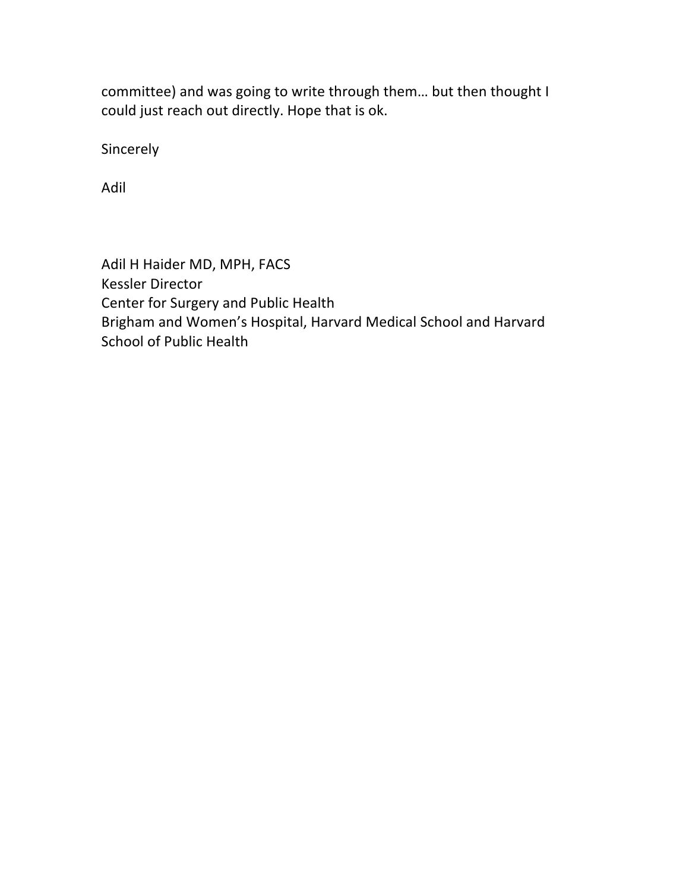committee) and was going to write through them… but then thought I could just reach out directly. Hope that is ok.

Sincerely

Adil

Adil H Haider MD, MPH, FACS
Kessler Director
Center for Surgery and Public Health
Brigham and Women's Hospital, Harvard Medical School and Harvard School of Public Health